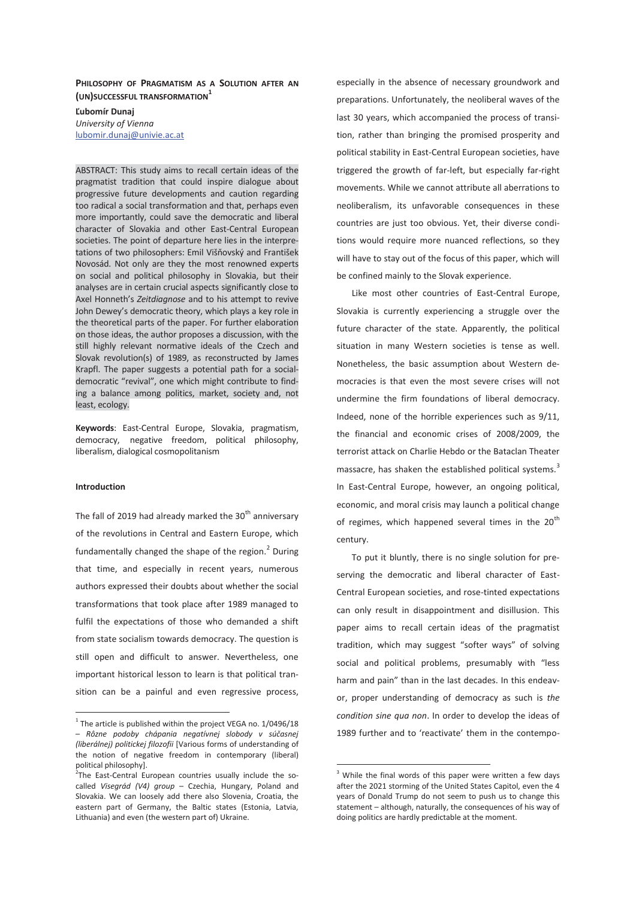# PHILOSOPHY OF PRAGMATISM AS A SOLUTION AFTER AN (UN)SUCCESSFUL TRANSFORMATION[1]

**Ľubomír Dunaj**
*University of Vienna*
lubomir.dunaj@univie.ac.at

ABSTRACT: This study aims to recall certain ideas of the pragmatist tradition that could inspire dialogue about progressive future developments and caution regarding too radical a social transformation and that, perhaps even more importantly, could save the democratic and liberal character of Slovakia and other East-Central European societies. The point of departure here lies in the interpretations of two philosophers: Emil Višňovský and František Novosád. Not only are they the most renowned experts on social and political philosophy in Slovakia, but their analyses are in certain crucial aspects significantly close to Axel Honneth's *Zeitdiagnose* and to his attempt to revive John Dewey's democratic theory, which plays a key role in the theoretical parts of the paper. For further elaboration on those ideas, the author proposes a discussion, with the still highly relevant normative ideals of the Czech and Slovak revolution(s) of 1989, as reconstructed by James Krapfl. The paper suggests a potential path for a social-democratic "revival", one which might contribute to finding a balance among politics, market, society and, not least, ecology.

**Keywords**: East-Central Europe, Slovakia, pragmatism, democracy, negative freedom, political philosophy, liberalism, dialogical cosmopolitanism

## Introduction

The fall of 2019 had already marked the 30th anniversary of the revolutions in Central and Eastern Europe, which fundamentally changed the shape of the region.[2] During that time, and especially in recent years, numerous authors expressed their doubts about whether the social transformations that took place after 1989 managed to fulfil the expectations of those who demanded a shift from state socialism towards democracy. The question is still open and difficult to answer. Nevertheless, one important historical lesson to learn is that political transition can be a painful and even regressive process, especially in the absence of necessary groundwork and preparations. Unfortunately, the neoliberal waves of the last 30 years, which accompanied the process of transition, rather than bringing the promised prosperity and political stability in East-Central European societies, have triggered the growth of far-left, but especially far-right movements. While we cannot attribute all aberrations to neoliberalism, its unfavorable consequences in these countries are just too obvious. Yet, their diverse conditions would require more nuanced reflections, so they will have to stay out of the focus of this paper, which will be confined mainly to the Slovak experience.

Like most other countries of East-Central Europe, Slovakia is currently experiencing a struggle over the future character of the state. Apparently, the political situation in many Western societies is tense as well. Nonetheless, the basic assumption about Western democracies is that even the most severe crises will not undermine the firm foundations of liberal democracy. Indeed, none of the horrible experiences such as 9/11, the financial and economic crises of 2008/2009, the terrorist attack on Charlie Hebdo or the Bataclan Theater massacre, has shaken the established political systems.[3] In East-Central Europe, however, an ongoing political, economic, and moral crisis may launch a political change of regimes, which happened several times in the 20th century.

To put it bluntly, there is no single solution for preserving the democratic and liberal character of East-Central European societies, and rose-tinted expectations can only result in disappointment and disillusion. This paper aims to recall certain ideas of the pragmatist tradition, which may suggest "softer ways" of solving social and political problems, presumably with "less harm and pain" than in the last decades. In this endeavor, proper understanding of democracy as such is *the condition sine qua non*. In order to develop the ideas of 1989 further and to 'reactivate' them in the contempo-

---

[1] The article is published within the project VEGA no. 1/0496/18 – *Rôzne podoby chápania negatívnej slobody v súčasnej (liberálnej) politickej filozofii* [Various forms of understanding of the notion of negative freedom in contemporary (liberal) political philosophy].

[2] The East-Central European countries usually include the so-called *Visegrád (V4) group* – Czechia, Hungary, Poland and Slovakia. We can loosely add there also Slovenia, Croatia, the eastern part of Germany, the Baltic states (Estonia, Latvia, Lithuania) and even (the western part of) Ukraine.

[3] While the final words of this paper were written a few days after the 2021 storming of the United States Capitol, even the 4 years of Donald Trump do not seem to push us to change this statement – although, naturally, the consequences of his way of doing politics are hardly predictable at the moment.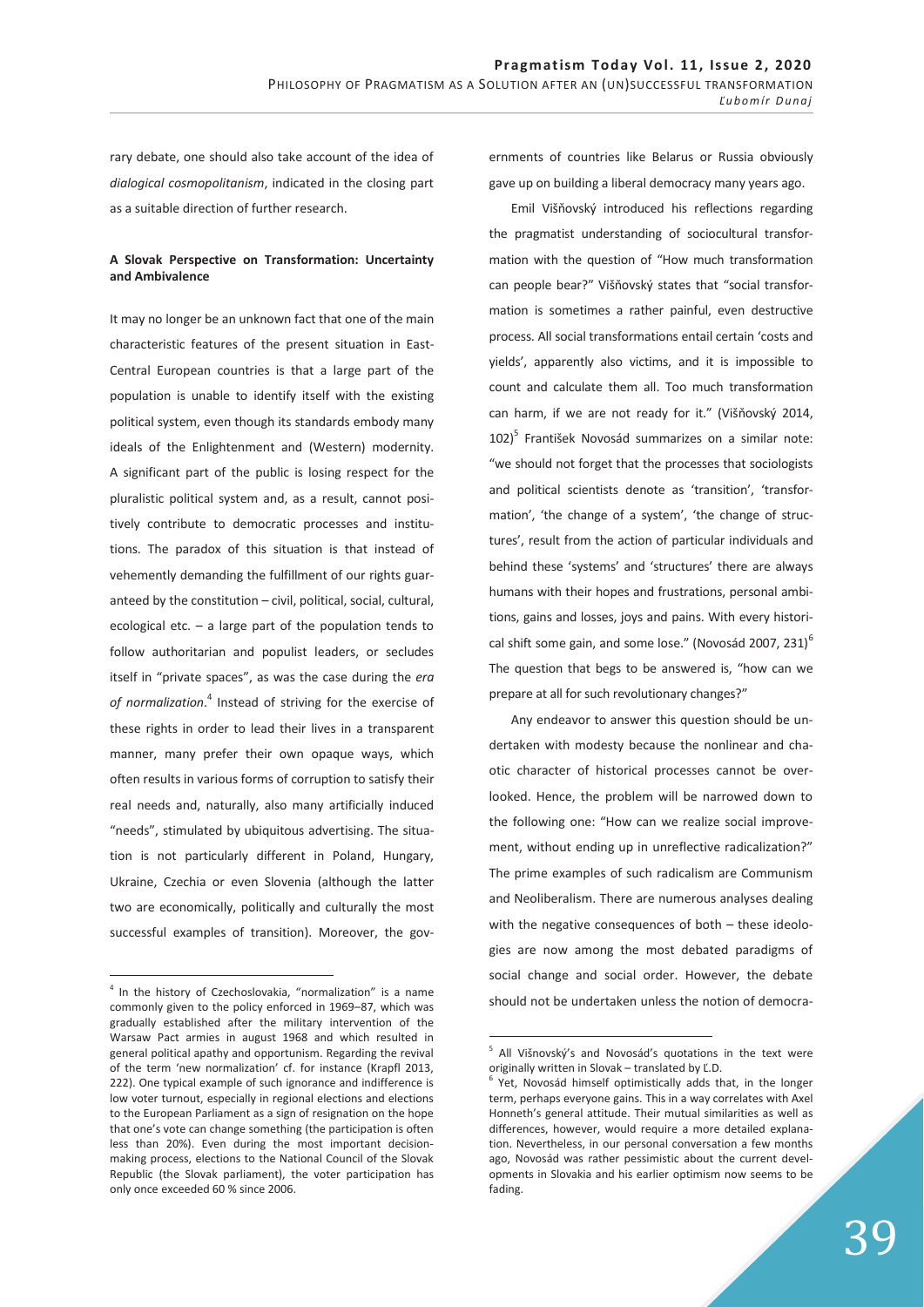rary debate, one should also take account of the idea of *dialogical cosmopolitanism*, indicated in the closing part as a suitable direction of further research.

### A Slovak Perspective on Transformation: Uncertainty and Ambivalence

It may no longer be an unknown fact that one of the main characteristic features of the present situation in East-Central European countries is that a large part of the population is unable to identify itself with the existing political system, even though its standards embody many ideals of the Enlightenment and (Western) modernity. A significant part of the public is losing respect for the pluralistic political system and, as a result, cannot positively contribute to democratic processes and institutions. The paradox of this situation is that instead of vehemently demanding the fulfillment of our rights guaranteed by the constitution – civil, political, social, cultural, ecological etc. – a large part of the population tends to follow authoritarian and populist leaders, or secludes itself in "private spaces", as was the case during the *era of normalization*.[4] Instead of striving for the exercise of these rights in order to lead their lives in a transparent manner, many prefer their own opaque ways, which often results in various forms of corruption to satisfy their real needs and, naturally, also many artificially induced "needs", stimulated by ubiquitous advertising. The situation is not particularly different in Poland, Hungary, Ukraine, Czechia or even Slovenia (although the latter two are economically, politically and culturally the most successful examples of transition). Moreover, the governments of countries like Belarus or Russia obviously gave up on building a liberal democracy many years ago.

Emil Višňovský introduced his reflections regarding the pragmatist understanding of sociocultural transformation with the question of "How much transformation can people bear?" Višňovský states that "social transformation is sometimes a rather painful, even destructive process. All social transformations entail certain 'costs and yields', apparently also victims, and it is impossible to count and calculate them all. Too much transformation can harm, if we are not ready for it." (Višňovský 2014, 102)[5] František Novosád summarizes on a similar note: "we should not forget that the processes that sociologists and political scientists denote as 'transition', 'transformation', 'the change of a system', 'the change of structures', result from the action of particular individuals and behind these 'systems' and 'structures' there are always humans with their hopes and frustrations, personal ambitions, gains and losses, joys and pains. With every historical shift some gain, and some lose." (Novosád 2007, 231)[6] The question that begs to be answered is, "how can we prepare at all for such revolutionary changes?"

Any endeavor to answer this question should be undertaken with modesty because the nonlinear and chaotic character of historical processes cannot be overlooked. Hence, the problem will be narrowed down to the following one: "How can we realize social improvement, without ending up in unreflective radicalization?" The prime examples of such radicalism are Communism and Neoliberalism. There are numerous analyses dealing with the negative consequences of both – these ideologies are now among the most debated paradigms of social change and social order. However, the debate should not be undertaken unless the notion of democra-

---

[4] In the history of Czechoslovakia, "normalization" is a name commonly given to the policy enforced in 1969–87, which was gradually established after the military intervention of the Warsaw Pact armies in august 1968 and which resulted in general political apathy and opportunism. Regarding the revival of the term 'new normalization' cf. for instance (Krapfl 2013, 222). One typical example of such ignorance and indifference is low voter turnout, especially in regional elections and elections to the European Parliament as a sign of resignation on the hope that one's vote can change something (the participation is often less than 20%). Even during the most important decision-making process, elections to the National Council of the Slovak Republic (the Slovak parliament), the voter participation has only once exceeded 60 % since 2006.

[5] All Višnovský's and Novosád's quotations in the text were originally written in Slovak – translated by Ľ.D.

[6] Yet, Novosád himself optimistically adds that, in the longer term, perhaps everyone gains. This in a way correlates with Axel Honneth's general attitude. Their mutual similarities as well as differences, however, would require a more detailed explanation. Nevertheless, in our personal conversation a few months ago, Novosád was rather pessimistic about the current developments in Slovakia and his earlier optimism now seems to be fading.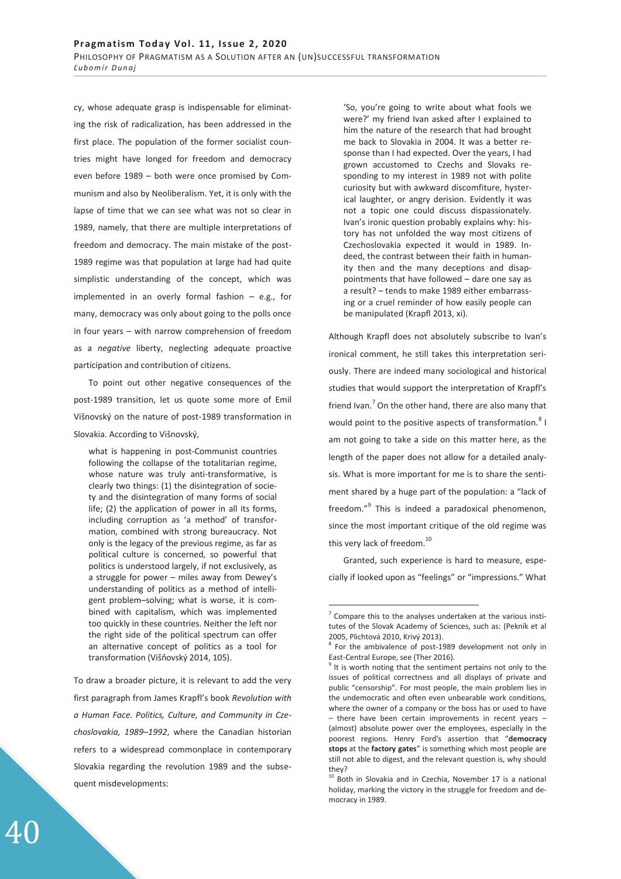cy, whose adequate grasp is indispensable for eliminating the risk of radicalization, has been addressed in the first place. The population of the former socialist countries might have longed for freedom and democracy even before 1989 – both were once promised by Communism and also by Neoliberalism. Yet, it is only with the lapse of time that we can see what was not so clear in 1989, namely, that there are multiple interpretations of freedom and democracy. The main mistake of the post-1989 regime was that population at large had had quite simplistic understanding of the concept, which was implemented in an overly formal fashion – e.g., for many, democracy was only about going to the polls once in four years – with narrow comprehension of freedom as a *negative* liberty, neglecting adequate proactive participation and contribution of citizens.

To point out other negative consequences of the post-1989 transition, let us quote some more of Emil Višnovský on the nature of post-1989 transformation in Slovakia. According to Višnovský,

> what is happening in post-Communist countries following the collapse of the totalitarian regime, whose nature was truly anti-transformative, is clearly two things: (1) the disintegration of society and the disintegration of many forms of social life; (2) the application of power in all its forms, including corruption as 'a method' of transformation, combined with strong bureaucracy. Not only is the legacy of the previous regime, as far as political culture is concerned, so powerful that politics is understood largely, if not exclusively, as a struggle for power – miles away from Dewey's understanding of politics as a method of intelligent problem–solving; what is worse, it is combined with capitalism, which was implemented too quickly in these countries. Neither the left nor the right side of the political spectrum can offer an alternative concept of politics as a tool for transformation (Višňovský 2014, 105).

To draw a broader picture, it is relevant to add the very first paragraph from James Krapfl's book *Revolution with a Human Face. Politics, Culture, and Community in Czechoslovakia, 1989–1992*, where the Canadian historian refers to a widespread commonplace in contemporary Slovakia regarding the revolution 1989 and the subsequent misdevelopments:

> 'So, you're going to write about what fools we were?' my friend Ivan asked after I explained to him the nature of the research that had brought me back to Slovakia in 2004. It was a better response than I had expected. Over the years, I had grown accustomed to Czechs and Slovaks responding to my interest in 1989 not with polite curiosity but with awkward discomfiture, hysterical laughter, or angry derision. Evidently it was not a topic one could discuss dispassionately. Ivan's ironic question probably explains why: history has not unfolded the way most citizens of Czechoslovakia expected it would in 1989. Indeed, the contrast between their faith in humanity then and the many deceptions and disappointments that have followed – dare one say as a result? – tends to make 1989 either embarrassing or a cruel reminder of how easily people can be manipulated (Krapfl 2013, xi).

Although Krapfl does not absolutely subscribe to Ivan's ironical comment, he still takes this interpretation seriously. There are indeed many sociological and historical studies that would support the interpretation of Krapfl's friend Ivan.[7] On the other hand, there are also many that would point to the positive aspects of transformation.[8] I am not going to take a side on this matter here, as the length of the paper does not allow for a detailed analysis. What is more important for me is to share the sentiment shared by a huge part of the population: a "lack of freedom."[9] This is indeed a paradoxical phenomenon, since the most important critique of the old regime was this very lack of freedom.[10]

Granted, such experience is hard to measure, especially if looked upon as "feelings" or "impressions." What

---

[7] Compare this to the analyses undertaken at the various institutes of the Slovak Academy of Sciences, such as: (Pekník et al 2005, Plichtová 2010, Krivý 2013).

[8] For the ambivalence of post-1989 development not only in East-Central Europe, see (Ther 2016).

[9] It is worth noting that the sentiment pertains not only to the issues of political correctness and all displays of private and public "censorship". For most people, the main problem lies in the undemocratic and often even unbearable work conditions, where the owner of a company or the boss has or used to have – there have been certain improvements in recent years – (almost) absolute power over the employees, especially in the poorest regions. Henry Ford's assertion that "**democracy stops** at the **factory gates**" is something which most people are still not able to digest, and the relevant question is, why should they?

[10] Both in Slovakia and in Czechia, November 17 is a national holiday, marking the victory in the struggle for freedom and democracy in 1989.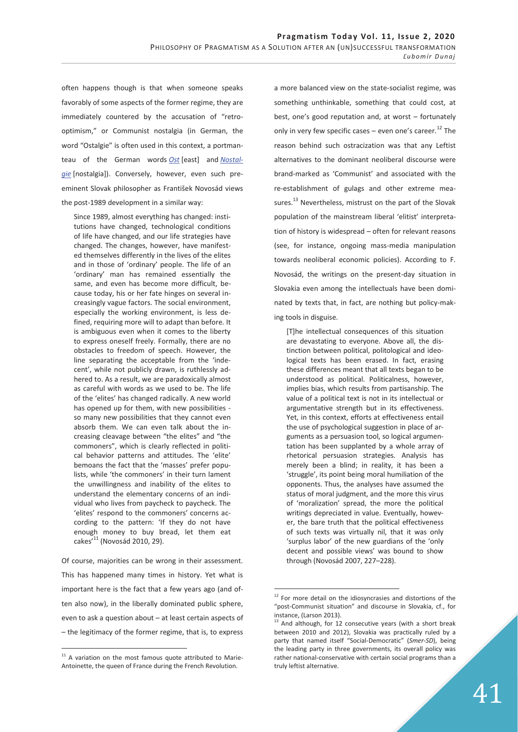often happens though is that when someone speaks favorably of some aspects of the former regime, they are immediately countered by the accusation of "retro-optimism," or Communist nostalgia (in German, the word "Ostalgie" is often used in this context, a portmanteau of the German words *Ost* [east] and *Nostalgie* [nostalgia]). Conversely, however, even such preeminent Slovak philosopher as František Novosád views the post-1989 development in a similar way:

> Since 1989, almost everything has changed: institutions have changed, technological conditions of life have changed, and our life strategies have changed. The changes, however, have manifested themselves differently in the lives of the elites and in those of 'ordinary' people. The life of an 'ordinary' man has remained essentially the same, and even has become more difficult, because today, his or her fate hinges on several increasingly vague factors. The social environment, especially the working environment, is less defined, requiring more will to adapt than before. It is ambiguous even when it comes to the liberty to express oneself freely. Formally, there are no obstacles to freedom of speech. However, the line separating the acceptable from the 'indecent', while not publicly drawn, is ruthlessly adhered to. As a result, we are paradoxically almost as careful with words as we used to be. The life of the 'elites' has changed radically. A new world has opened up for them, with new possibilities - so many new possibilities that they cannot even absorb them. We can even talk about the increasing cleavage between "the elites" and "the commoners", which is clearly reflected in political behavior patterns and attitudes. The 'elite' bemoans the fact that the 'masses' prefer populists, while 'the commoners' in their turn lament the unwillingness and inability of the elites to understand the elementary concerns of an individual who lives from paycheck to paycheck. The 'elites' respond to the commoners' concerns according to the pattern: 'If they do not have enough money to buy bread, let them eat cakes'[11] (Novosád 2010, 29).

Of course, majorities can be wrong in their assessment. This has happened many times in history. Yet what is important here is the fact that a few years ago (and often also now), in the liberally dominated public sphere, even to ask a question about – at least certain aspects of – the legitimacy of the former regime, that is, to express a more balanced view on the state-socialist regime, was something unthinkable, something that could cost, at best, one's good reputation and, at worst – fortunately only in very few specific cases – even one's career.[12] The reason behind such ostracization was that any Leftist alternatives to the dominant neoliberal discourse were brand-marked as 'Communist' and associated with the re-establishment of gulags and other extreme measures.[13] Nevertheless, mistrust on the part of the Slovak population of the mainstream liberal 'elitist' interpretation of history is widespread – often for relevant reasons (see, for instance, ongoing mass-media manipulation towards neoliberal economic policies). According to F. Novosád, the writings on the present-day situation in Slovakia even among the intellectuals have been dominated by texts that, in fact, are nothing but policy-making tools in disguise.

> [T]he intellectual consequences of this situation are devastating to everyone. Above all, the distinction between political, politological and ideological texts has been erased. In fact, erasing these differences meant that all texts began to be understood as political. Politicalness, however, implies bias, which results from partisanship. The value of a political text is not in its intellectual or argumentative strength but in its effectiveness. Yet, in this context, efforts at effectiveness entail the use of psychological suggestion in place of arguments as a persuasion tool, so logical argumentation has been supplanted by a whole array of rhetorical persuasion strategies. Analysis has merely been a blind; in reality, it has been a 'struggle', its point being moral humiliation of the opponents. Thus, the analyses have assumed the status of moral judgment, and the more this virus of 'moralization' spread, the more the political writings depreciated in value. Eventually, however, the bare truth that the political effectiveness of such texts was virtually nil, that it was only 'surplus labor' of the new guardians of the 'only decent and possible views' was bound to show through (Novosád 2007, 227–228).

---

[11] A variation on the most famous quote attributed to Marie-Antoinette, the queen of France during the French Revolution.

[12] For more detail on the idiosyncrasies and distortions of the "post-Communist situation" and discourse in Slovakia, cf., for instance, (Larson 2013).

[13] And although, for 12 consecutive years (with a short break between 2010 and 2012), Slovakia was practically ruled by a party that named itself "Social-Democratic" (*Smer-SD*), being the leading party in three governments, its overall policy was rather national-conservative with certain social programs than a truly leftist alternative.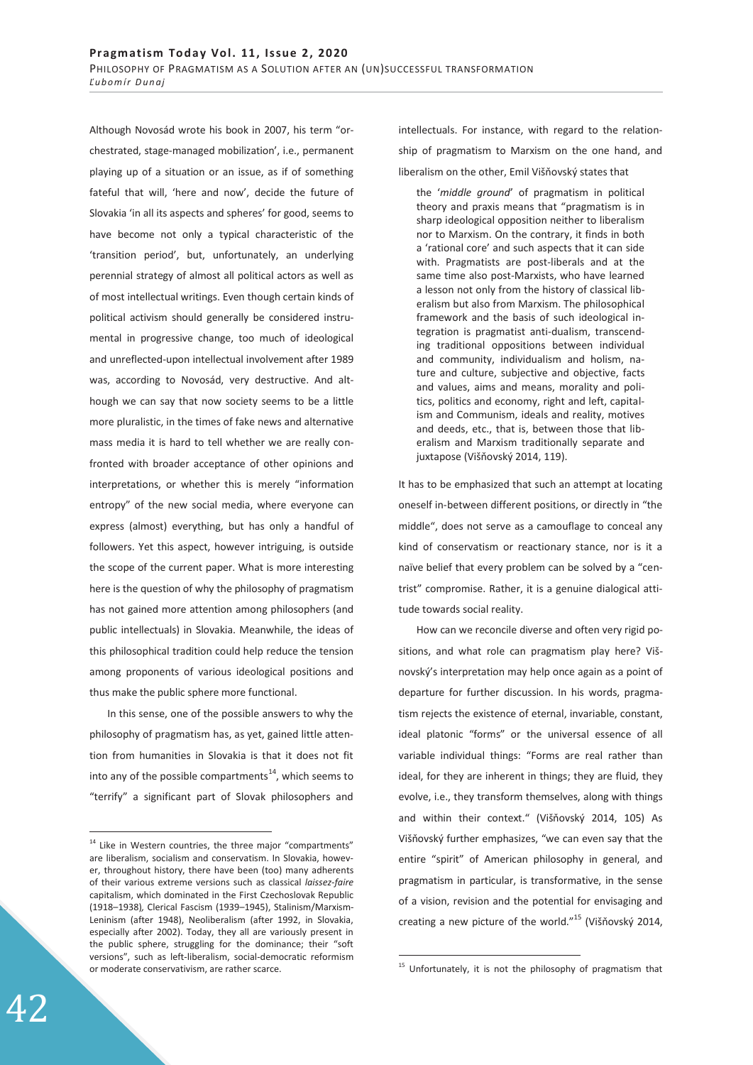Although Novosád wrote his book in 2007, his term "orchestrated, stage-managed mobilization', i.e., permanent playing up of a situation or an issue, as if of something fateful that will, 'here and now', decide the future of Slovakia 'in all its aspects and spheres' for good, seems to have become not only a typical characteristic of the 'transition period', but, unfortunately, an underlying perennial strategy of almost all political actors as well as of most intellectual writings. Even though certain kinds of political activism should generally be considered instrumental in progressive change, too much of ideological and unreflected-upon intellectual involvement after 1989 was, according to Novosád, very destructive. And although we can say that now society seems to be a little more pluralistic, in the times of fake news and alternative mass media it is hard to tell whether we are really confronted with broader acceptance of other opinions and interpretations, or whether this is merely "information entropy" of the new social media, where everyone can express (almost) everything, but has only a handful of followers. Yet this aspect, however intriguing, is outside the scope of the current paper. What is more interesting here is the question of why the philosophy of pragmatism has not gained more attention among philosophers (and public intellectuals) in Slovakia. Meanwhile, the ideas of this philosophical tradition could help reduce the tension among proponents of various ideological positions and thus make the public sphere more functional.

In this sense, one of the possible answers to why the philosophy of pragmatism has, as yet, gained little attention from humanities in Slovakia is that it does not fit into any of the possible compartments[14], which seems to "terrify" a significant part of Slovak philosophers and intellectuals. For instance, with regard to the relationship of pragmatism to Marxism on the one hand, and liberalism on the other, Emil Višňovský states that

> the '*middle ground*' of pragmatism in political theory and praxis means that "pragmatism is in sharp ideological opposition neither to liberalism nor to Marxism. On the contrary, it finds in both a 'rational core' and such aspects that it can side with. Pragmatists are post-liberals and at the same time also post-Marxists, who have learned a lesson not only from the history of classical liberalism but also from Marxism. The philosophical framework and the basis of such ideological integration is pragmatist anti-dualism, transcending traditional oppositions between individual and community, individualism and holism, nature and culture, subjective and objective, facts and values, aims and means, morality and politics, politics and economy, right and left, capitalism and Communism, ideals and reality, motives and deeds, etc., that is, between those that liberalism and Marxism traditionally separate and juxtapose (Višňovský 2014, 119).

It has to be emphasized that such an attempt at locating oneself in-between different positions, or directly in "the middle", does not serve as a camouflage to conceal any kind of conservatism or reactionary stance, nor is it a naïve belief that every problem can be solved by a "centrist" compromise. Rather, it is a genuine dialogical attitude towards social reality.

How can we reconcile diverse and often very rigid positions, and what role can pragmatism play here? Višnovský's interpretation may help once again as a point of departure for further discussion. In his words, pragmatism rejects the existence of eternal, invariable, constant, ideal platonic "forms" or the universal essence of all variable individual things: "Forms are real rather than ideal, for they are inherent in things; they are fluid, they evolve, i.e., they transform themselves, along with things and within their context." (Višňovský 2014, 105) As Višňovský further emphasizes, "we can even say that the entire "spirit" of American philosophy in general, and pragmatism in particular, is transformative, in the sense of a vision, revision and the potential for envisaging and creating a new picture of the world."[15] (Višňovský 2014,

---

[14] Like in Western countries, the three major "compartments" are liberalism, socialism and conservatism. In Slovakia, however, throughout history, there have been (too) many adherents of their various extreme versions such as classical *laissez-faire* capitalism, which dominated in the First Czechoslovak Republic (1918–1938), Clerical Fascism (1939–1945), Stalinism/Marxism-Leninism (after 1948), Neoliberalism (after 1992, in Slovakia, especially after 2002). Today, they all are variously present in the public sphere, struggling for the dominance; their "soft versions", such as left-liberalism, social-democratic reformism or moderate conservativism, are rather scarce.

[15] Unfortunately, it is not the philosophy of pragmatism that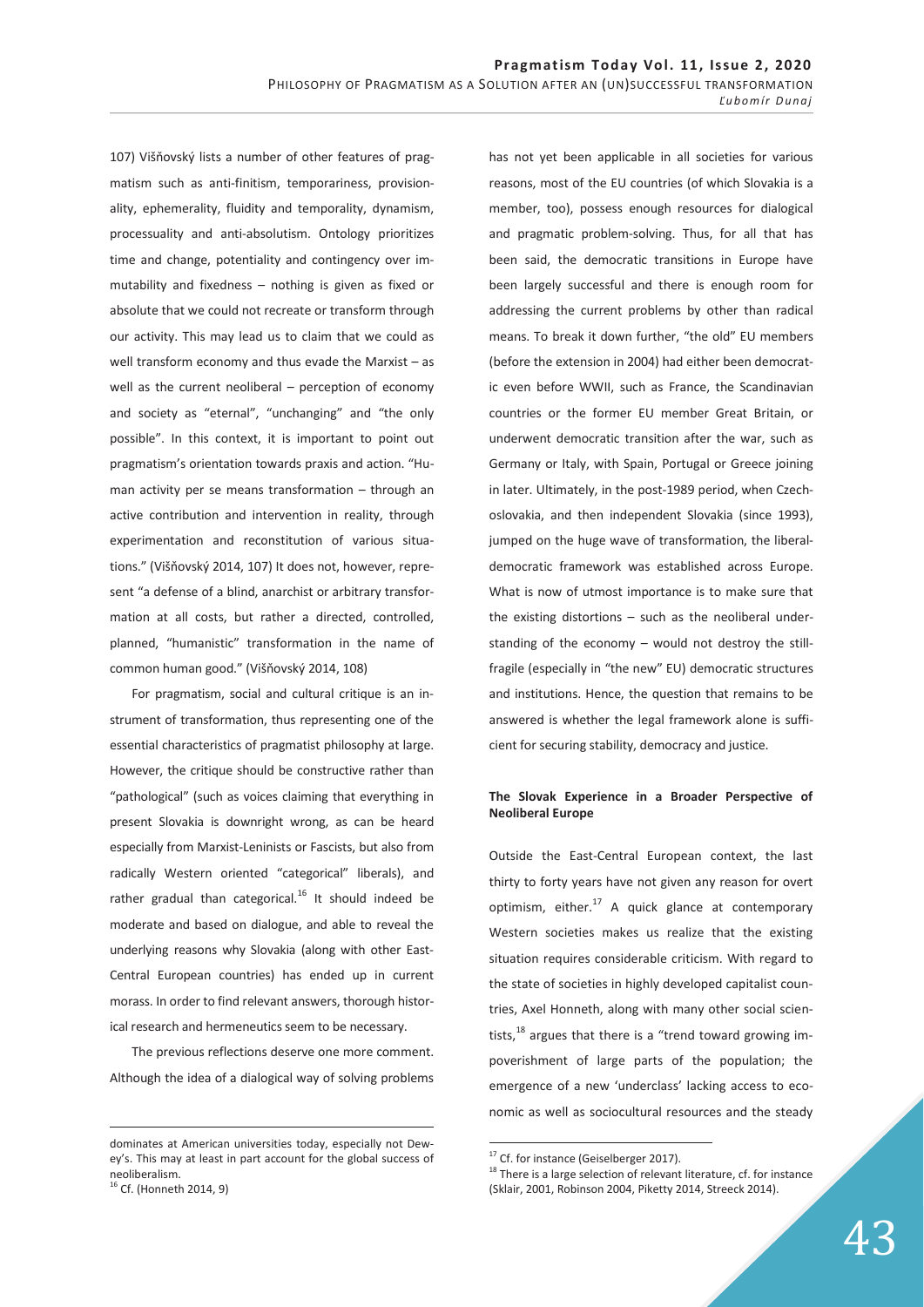107) Višňovský lists a number of other features of pragmatism such as anti-finitism, temporariness, provisionality, ephemerality, fluidity and temporality, dynamism, processuality and anti-absolutism. Ontology prioritizes time and change, potentiality and contingency over immutability and fixedness – nothing is given as fixed or absolute that we could not recreate or transform through our activity. This may lead us to claim that we could as well transform economy and thus evade the Marxist – as well as the current neoliberal – perception of economy and society as "eternal", "unchanging" and "the only possible". In this context, it is important to point out pragmatism's orientation towards praxis and action. "Human activity per se means transformation – through an active contribution and intervention in reality, through experimentation and reconstitution of various situations." (Višňovský 2014, 107) It does not, however, represent "a defense of a blind, anarchist or arbitrary transformation at all costs, but rather a directed, controlled, planned, "humanistic" transformation in the name of common human good." (Višňovský 2014, 108)

For pragmatism, social and cultural critique is an instrument of transformation, thus representing one of the essential characteristics of pragmatist philosophy at large. However, the critique should be constructive rather than "pathological" (such as voices claiming that everything in present Slovakia is downright wrong, as can be heard especially from Marxist-Leninists or Fascists, but also from radically Western oriented "categorical" liberals), and rather gradual than categorical.[16] It should indeed be moderate and based on dialogue, and able to reveal the underlying reasons why Slovakia (along with other East-Central European countries) has ended up in current morass. In order to find relevant answers, thorough historical research and hermeneutics seem to be necessary.

The previous reflections deserve one more comment. Although the idea of a dialogical way of solving problems has not yet been applicable in all societies for various reasons, most of the EU countries (of which Slovakia is a member, too), possess enough resources for dialogical and pragmatic problem-solving. Thus, for all that has been said, the democratic transitions in Europe have been largely successful and there is enough room for addressing the current problems by other than radical means. To break it down further, "the old" EU members (before the extension in 2004) had either been democratic even before WWII, such as France, the Scandinavian countries or the former EU member Great Britain, or underwent democratic transition after the war, such as Germany or Italy, with Spain, Portugal or Greece joining in later. Ultimately, in the post-1989 period, when Czechoslovakia, and then independent Slovakia (since 1993), jumped on the huge wave of transformation, the liberal-democratic framework was established across Europe. What is now of utmost importance is to make sure that the existing distortions – such as the neoliberal understanding of the economy – would not destroy the still-fragile (especially in "the new" EU) democratic structures and institutions. Hence, the question that remains to be answered is whether the legal framework alone is sufficient for securing stability, democracy and justice.

### The Slovak Experience in a Broader Perspective of Neoliberal Europe

Outside the East-Central European context, the last thirty to forty years have not given any reason for overt optimism, either.[17] A quick glance at contemporary Western societies makes us realize that the existing situation requires considerable criticism. With regard to the state of societies in highly developed capitalist countries, Axel Honneth, along with many other social scientists,[18] argues that there is a "trend toward growing impoverishment of large parts of the population; the emergence of a new 'underclass' lacking access to economic as well as sociocultural resources and the steady

---

dominates at American universities today, especially not Dewey's. This may at least in part account for the global success of neoliberalism.

[16] Cf. (Honneth 2014, 9)

[17] Cf. for instance (Geiselberger 2017).

[18] There is a large selection of relevant literature, cf. for instance (Sklair, 2001, Robinson 2004, Piketty 2014, Streeck 2014).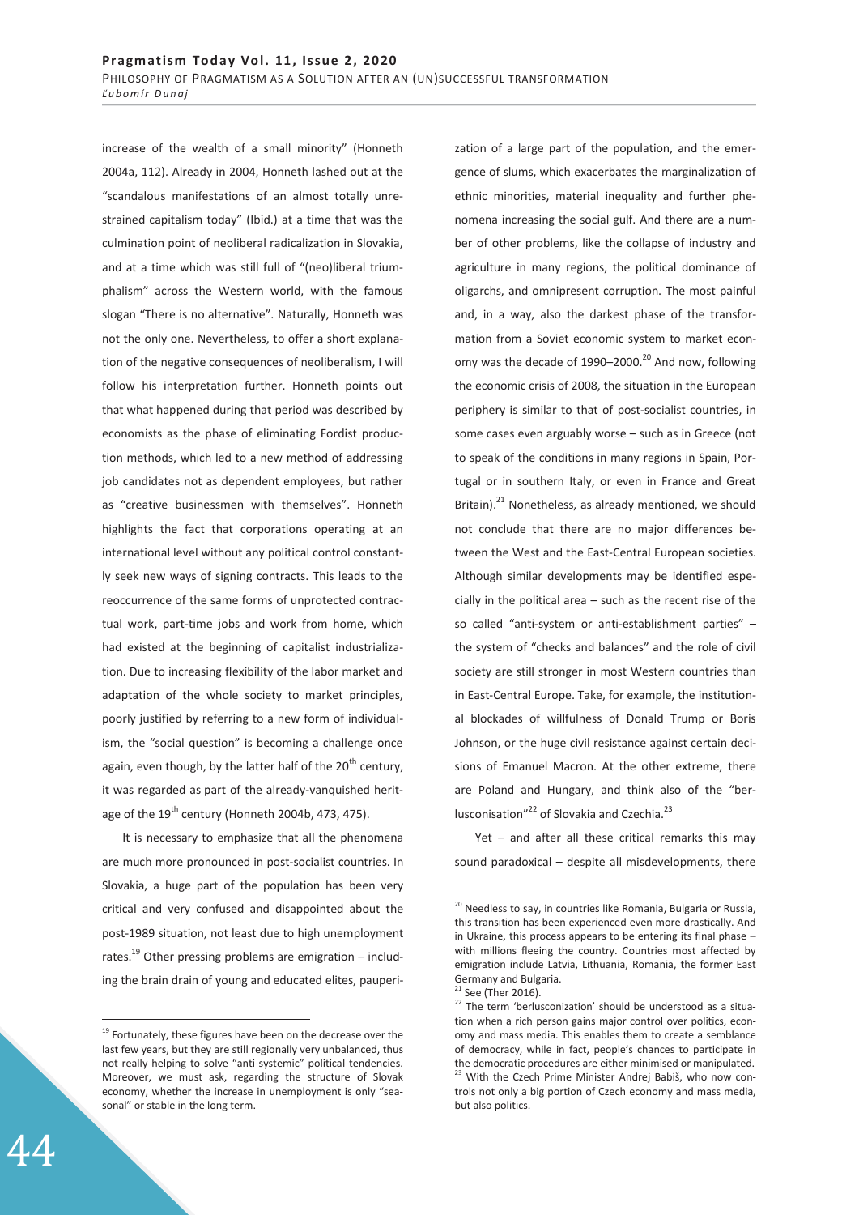increase of the wealth of a small minority" (Honneth 2004a, 112). Already in 2004, Honneth lashed out at the "scandalous manifestations of an almost totally unrestrained capitalism today" (Ibid.) at a time that was the culmination point of neoliberal radicalization in Slovakia, and at a time which was still full of "(neo)liberal triumphalism" across the Western world, with the famous slogan "There is no alternative". Naturally, Honneth was not the only one. Nevertheless, to offer a short explanation of the negative consequences of neoliberalism, I will follow his interpretation further. Honneth points out that what happened during that period was described by economists as the phase of eliminating Fordist production methods, which led to a new method of addressing job candidates not as dependent employees, but rather as "creative businessmen with themselves". Honneth highlights the fact that corporations operating at an international level without any political control constantly seek new ways of signing contracts. This leads to the reoccurrence of the same forms of unprotected contractual work, part-time jobs and work from home, which had existed at the beginning of capitalist industrialization. Due to increasing flexibility of the labor market and adaptation of the whole society to market principles, poorly justified by referring to a new form of individualism, the "social question" is becoming a challenge once again, even though, by the latter half of the 20th century, it was regarded as part of the already-vanquished heritage of the 19th century (Honneth 2004b, 473, 475).

It is necessary to emphasize that all the phenomena are much more pronounced in post-socialist countries. In Slovakia, a huge part of the population has been very critical and very confused and disappointed about the post-1989 situation, not least due to high unemployment rates.[19] Other pressing problems are emigration – including the brain drain of young and educated elites, pauperization of a large part of the population, and the emergence of slums, which exacerbates the marginalization of ethnic minorities, material inequality and further phenomena increasing the social gulf. And there are a number of other problems, like the collapse of industry and agriculture in many regions, the political dominance of oligarchs, and omnipresent corruption. The most painful and, in a way, also the darkest phase of the transformation from a Soviet economic system to market economy was the decade of 1990–2000.[20] And now, following the economic crisis of 2008, the situation in the European periphery is similar to that of post-socialist countries, in some cases even arguably worse – such as in Greece (not to speak of the conditions in many regions in Spain, Portugal or in southern Italy, or even in France and Great Britain).[21] Nonetheless, as already mentioned, we should not conclude that there are no major differences between the West and the East-Central European societies. Although similar developments may be identified especially in the political area – such as the recent rise of the so called "anti-system or anti-establishment parties" – the system of "checks and balances" and the role of civil society are still stronger in most Western countries than in East-Central Europe. Take, for example, the institutional blockades of willfulness of Donald Trump or Boris Johnson, or the huge civil resistance against certain decisions of Emanuel Macron. At the other extreme, there are Poland and Hungary, and think also of the "berlusconisation"[22] of Slovakia and Czechia.[23]

Yet – and after all these critical remarks this may sound paradoxical – despite all misdevelopments, there

---

[19] Fortunately, these figures have been on the decrease over the last few years, but they are still regionally very unbalanced, thus not really helping to solve "anti-systemic" political tendencies. Moreover, we must ask, regarding the structure of Slovak economy, whether the increase in unemployment is only "seasonal" or stable in the long term.

[20] Needless to say, in countries like Romania, Bulgaria or Russia, this transition has been experienced even more drastically. And in Ukraine, this process appears to be entering its final phase – with millions fleeing the country. Countries most affected by emigration include Latvia, Lithuania, Romania, the former East Germany and Bulgaria.

[21] See (Ther 2016).

[22] The term 'berlusconization' should be understood as a situation when a rich person gains major control over politics, economy and mass media. This enables them to create a semblance of democracy, while in fact, people's chances to participate in the democratic procedures are either minimised or manipulated.

[23] With the Czech Prime Minister Andrej Babiš, who now controls not only a big portion of Czech economy and mass media, but also politics.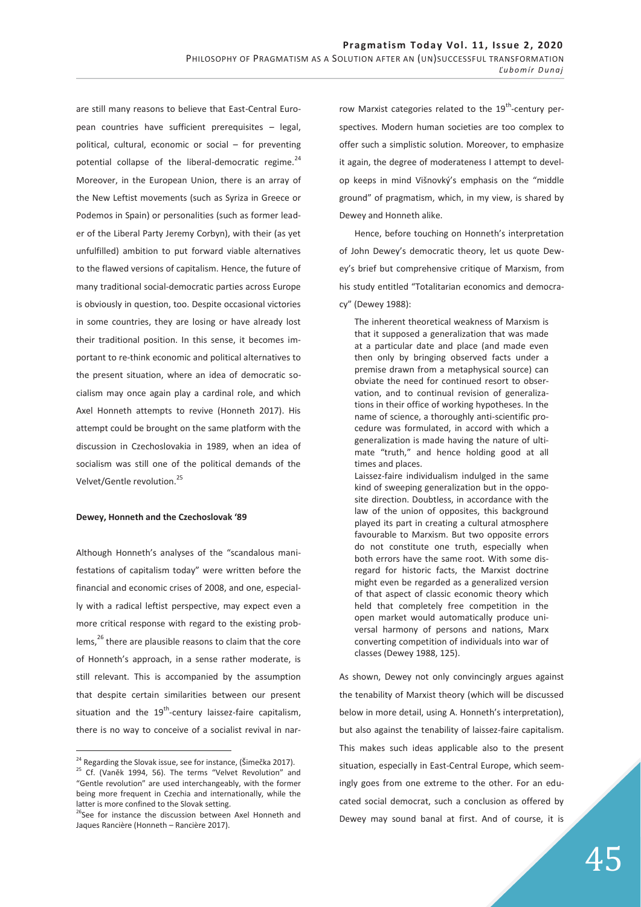are still many reasons to believe that East-Central European countries have sufficient prerequisites – legal, political, cultural, economic or social – for preventing potential collapse of the liberal-democratic regime.[24] Moreover, in the European Union, there is an array of the New Leftist movements (such as Syriza in Greece or Podemos in Spain) or personalities (such as former leader of the Liberal Party Jeremy Corbyn), with their (as yet unfulfilled) ambition to put forward viable alternatives to the flawed versions of capitalism. Hence, the future of many traditional social-democratic parties across Europe is obviously in question, too. Despite occasional victories in some countries, they are losing or have already lost their traditional position. In this sense, it becomes important to re-think economic and political alternatives to the present situation, where an idea of democratic socialism may once again play a cardinal role, and which Axel Honneth attempts to revive (Honneth 2017). His attempt could be brought on the same platform with the discussion in Czechoslovakia in 1989, when an idea of socialism was still one of the political demands of the Velvet/Gentle revolution.[25]

**Dewey, Honneth and the Czechoslovak '89**

Although Honneth's analyses of the "scandalous manifestations of capitalism today" were written before the financial and economic crises of 2008, and one, especially with a radical leftist perspective, may expect even a more critical response with regard to the existing problems,[26] there are plausible reasons to claim that the core of Honneth's approach, in a sense rather moderate, is still relevant. This is accompanied by the assumption that despite certain similarities between our present situation and the 19th-century laissez-faire capitalism, there is no way to conceive of a socialist revival in narrow Marxist categories related to the 19th-century perspectives. Modern human societies are too complex to offer such a simplistic solution. Moreover, to emphasize it again, the degree of moderateness I attempt to develop keeps in mind Višnovký's emphasis on the "middle ground" of pragmatism, which, in my view, is shared by Dewey and Honneth alike.

Hence, before touching on Honneth's interpretation of John Dewey's democratic theory, let us quote Dewey's brief but comprehensive critique of Marxism, from his study entitled "Totalitarian economics and democracy" (Dewey 1988):

> The inherent theoretical weakness of Marxism is that it supposed a generalization that was made at a particular date and place (and made even then only by bringing observed facts under a premise drawn from a metaphysical source) can obviate the need for continued resort to observation, and to continual revision of generalizations in their office of working hypotheses. In the name of science, a thoroughly anti-scientific procedure was formulated, in accord with which a generalization is made having the nature of ultimate "truth," and hence holding good at all times and places.
>
> Laissez-faire individualism indulged in the same kind of sweeping generalization but in the opposite direction. Doubtless, in accordance with the law of the union of opposites, this background played its part in creating a cultural atmosphere favourable to Marxism. But two opposite errors do not constitute one truth, especially when both errors have the same root. With some disregard for historic facts, the Marxist doctrine might even be regarded as a generalized version of that aspect of classic economic theory which held that completely free competition in the open market would automatically produce universal harmony of persons and nations, Marx converting competition of individuals into war of classes (Dewey 1988, 125).

As shown, Dewey not only convincingly argues against the tenability of Marxist theory (which will be discussed below in more detail, using A. Honneth's interpretation), but also against the tenability of laissez-faire capitalism. This makes such ideas applicable also to the present situation, especially in East-Central Europe, which seemingly goes from one extreme to the other. For an educated social democrat, such a conclusion as offered by Dewey may sound banal at first. And of course, it is

---

[24] Regarding the Slovak issue, see for instance, (Šimečka 2017).

[25] Cf. (Vaněk 1994, 56). The terms "Velvet Revolution" and "Gentle revolution" are used interchangeably, with the former being more frequent in Czechia and internationally, while the latter is more confined to the Slovak setting.

[26] See for instance the discussion between Axel Honneth and Jaques Rancière (Honneth – Rancière 2017).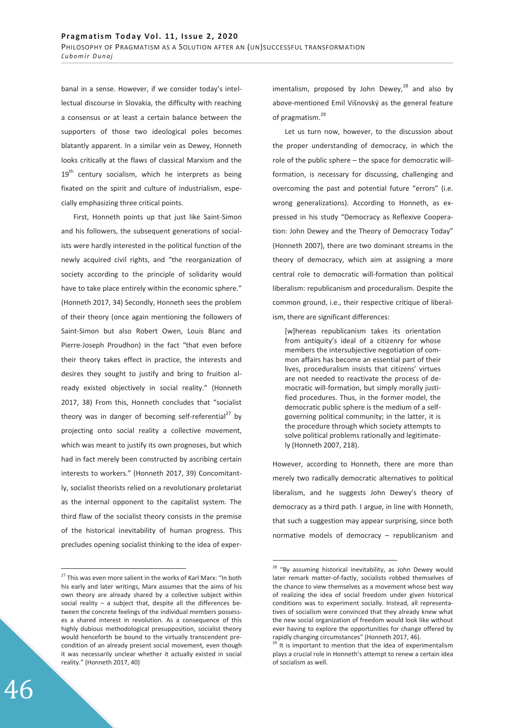banal in a sense. However, if we consider today's intellectual discourse in Slovakia, the difficulty with reaching a consensus or at least a certain balance between the supporters of those two ideological poles becomes blatantly apparent. In a similar vein as Dewey, Honneth looks critically at the flaws of classical Marxism and the 19th century socialism, which he interprets as being fixated on the spirit and culture of industrialism, especially emphasizing three critical points.

First, Honneth points up that just like Saint-Simon and his followers, the subsequent generations of socialists were hardly interested in the political function of the newly acquired civil rights, and "the reorganization of society according to the principle of solidarity would have to take place entirely within the economic sphere." (Honneth 2017, 34) Secondly, Honneth sees the problem of their theory (once again mentioning the followers of Saint-Simon but also Robert Owen, Louis Blanc and Pierre-Joseph Proudhon) in the fact "that even before their theory takes effect in practice, the interests and desires they sought to justify and bring to fruition already existed objectively in social reality." (Honneth 2017, 38) From this, Honneth concludes that "socialist theory was in danger of becoming self-referential[27] by projecting onto social reality a collective movement, which was meant to justify its own prognoses, but which had in fact merely been constructed by ascribing certain interests to workers." (Honneth 2017, 39) Concomitantly, socialist theorists relied on a revolutionary proletariat as the internal opponent to the capitalist system. The third flaw of the socialist theory consists in the premise of the historical inevitability of human progress. This precludes opening socialist thinking to the idea of experimentalism, proposed by John Dewey,[28] and also by above-mentioned Emil Višňovský as the general feature of pragmatism.[29]

Let us turn now, however, to the discussion about the proper understanding of democracy, in which the role of the public sphere – the space for democratic will-formation, is necessary for discussing, challenging and overcoming the past and potential future "errors" (i.e. wrong generalizations). According to Honneth, as expressed in his study "Democracy as Reflexive Cooperation: John Dewey and the Theory of Democracy Today" (Honneth 2007), there are two dominant streams in the theory of democracy, which aim at assigning a more central role to democratic will-formation than political liberalism: republicanism and proceduralism. Despite the common ground, i.e., their respective critique of liberalism, there are significant differences:

> [w]hereas republicanism takes its orientation from antiquity's ideal of a citizenry for whose members the intersubjective negotiation of common affairs has become an essential part of their lives, proceduralism insists that citizens' virtues are not needed to reactivate the process of democratic will-formation, but simply morally justified procedures. Thus, in the former model, the democratic public sphere is the medium of a self-governing political community; in the latter, it is the procedure through which society attempts to solve political problems rationally and legitimately (Honneth 2007, 218).

However, according to Honneth, there are more than merely two radically democratic alternatives to political liberalism, and he suggests John Dewey's theory of democracy as a third path. I argue, in line with Honneth, that such a suggestion may appear surprising, since both normative models of democracy – republicanism and

---

[27] This was even more salient in the works of Karl Marx: "In both his early and later writings, Marx assumes that the aims of his own theory are already shared by a collective subject within social reality – a subject that, despite all the differences between the concrete feelings of the individual members possesses a shared interest in revolution. As a consequence of this highly dubious methodological presupposition, socialist theory would henceforth be bound to the virtually transcendent precondition of an already present social movement, even though it was necessarily unclear whether it actually existed in social reality." (Honneth 2017, 40)

[28] "By assuming historical inevitability, as John Dewey would later remark matter-of-factly, socialists robbed themselves of the chance to view themselves as a movement whose best way of realizing the idea of social freedom under given historical conditions was to experiment socially. Instead, all representatives of socialism were convinced that they already knew what the new social organization of freedom would look like without ever having to explore the opportunities for change offered by rapidly changing circumstances" (Honneth 2017, 46).

[29] It is important to mention that the idea of experimentalism plays a crucial role in Honneth's attempt to renew a certain idea of socialism as well.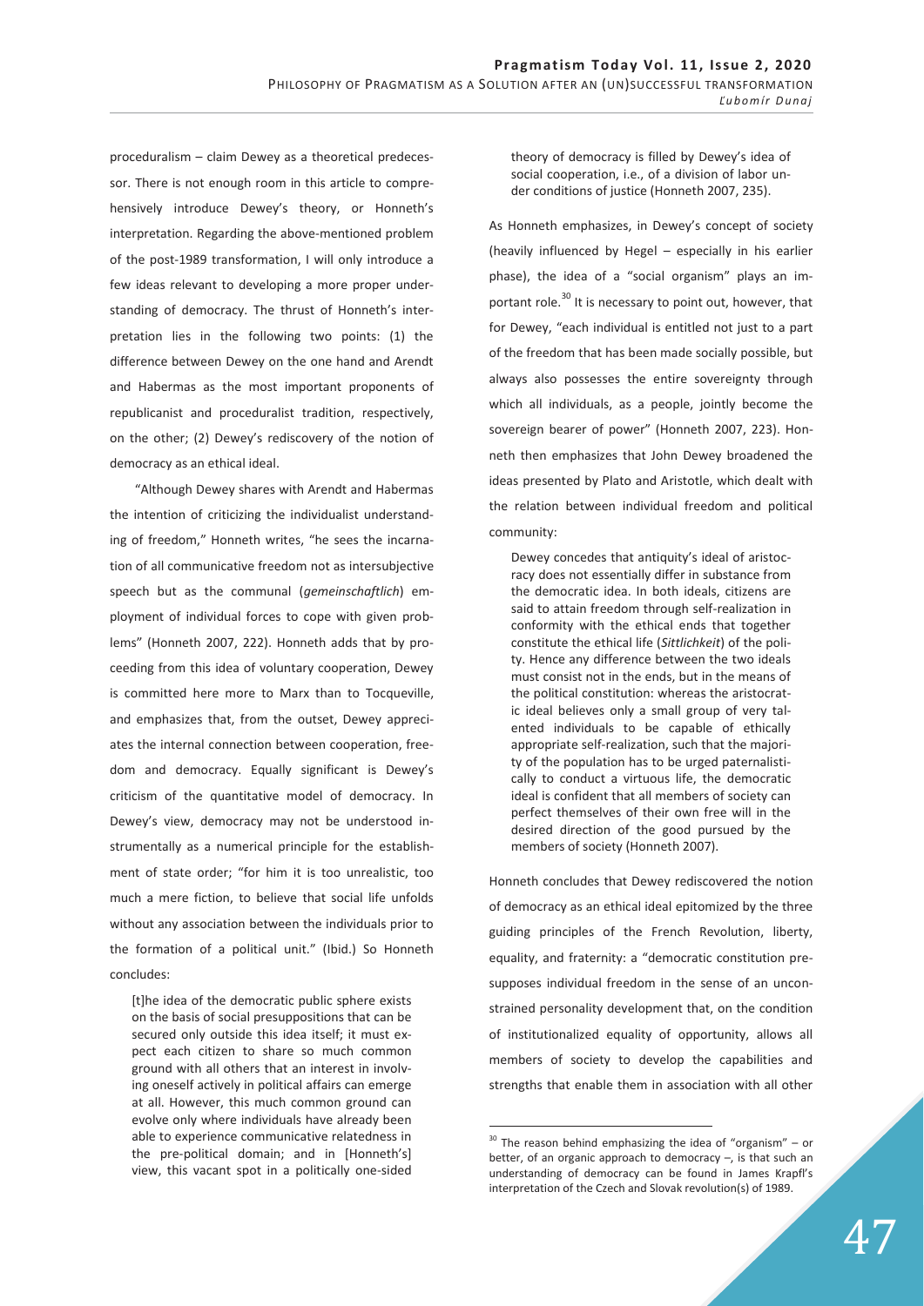proceduralism – claim Dewey as a theoretical predecessor. There is not enough room in this article to comprehensively introduce Dewey's theory, or Honneth's interpretation. Regarding the above-mentioned problem of the post-1989 transformation, I will only introduce a few ideas relevant to developing a more proper understanding of democracy. The thrust of Honneth's interpretation lies in the following two points: (1) the difference between Dewey on the one hand and Arendt and Habermas as the most important proponents of republicanist and proceduralist tradition, respectively, on the other; (2) Dewey's rediscovery of the notion of democracy as an ethical ideal.

"Although Dewey shares with Arendt and Habermas the intention of criticizing the individualist understanding of freedom," Honneth writes, "he sees the incarnation of all communicative freedom not as intersubjective speech but as the communal (*gemeinschaftlich*) employment of individual forces to cope with given problems" (Honneth 2007, 222). Honneth adds that by proceeding from this idea of voluntary cooperation, Dewey is committed here more to Marx than to Tocqueville, and emphasizes that, from the outset, Dewey appreciates the internal connection between cooperation, freedom and democracy. Equally significant is Dewey's criticism of the quantitative model of democracy. In Dewey's view, democracy may not be understood instrumentally as a numerical principle for the establishment of state order; "for him it is too unrealistic, too much a mere fiction, to believe that social life unfolds without any association between the individuals prior to the formation of a political unit." (Ibid.) So Honneth concludes:

> [t]he idea of the democratic public sphere exists on the basis of social presuppositions that can be secured only outside this idea itself; it must expect each citizen to share so much common ground with all others that an interest in involving oneself actively in political affairs can emerge at all. However, this much common ground can evolve only where individuals have already been able to experience communicative relatedness in the pre-political domain; and in [Honneth's] view, this vacant spot in a politically one-sided theory of democracy is filled by Dewey's idea of social cooperation, i.e., of a division of labor under conditions of justice (Honneth 2007, 235).

As Honneth emphasizes, in Dewey's concept of society (heavily influenced by Hegel – especially in his earlier phase), the idea of a "social organism" plays an important role.[30] It is necessary to point out, however, that for Dewey, "each individual is entitled not just to a part of the freedom that has been made socially possible, but always also possesses the entire sovereignty through which all individuals, as a people, jointly become the sovereign bearer of power" (Honneth 2007, 223). Honneth then emphasizes that John Dewey broadened the ideas presented by Plato and Aristotle, which dealt with the relation between individual freedom and political community:

> Dewey concedes that antiquity's ideal of aristocracy does not essentially differ in substance from the democratic idea. In both ideals, citizens are said to attain freedom through self-realization in conformity with the ethical ends that together constitute the ethical life (*Sittlichkeit*) of the polity. Hence any difference between the two ideals must consist not in the ends, but in the means of the political constitution: whereas the aristocratic ideal believes only a small group of very talented individuals to be capable of ethically appropriate self-realization, such that the majority of the population has to be urged paternalistically to conduct a virtuous life, the democratic ideal is confident that all members of society can perfect themselves of their own free will in the desired direction of the good pursued by the members of society (Honneth 2007).

Honneth concludes that Dewey rediscovered the notion of democracy as an ethical ideal epitomized by the three guiding principles of the French Revolution, liberty, equality, and fraternity: a "democratic constitution presupposes individual freedom in the sense of an unconstrained personality development that, on the condition of institutionalized equality of opportunity, allows all members of society to develop the capabilities and strengths that enable them in association with all other

---

[30] The reason behind emphasizing the idea of "organism" – or better, of an organic approach to democracy –, is that such an understanding of democracy can be found in James Krapfl's interpretation of the Czech and Slovak revolution(s) of 1989.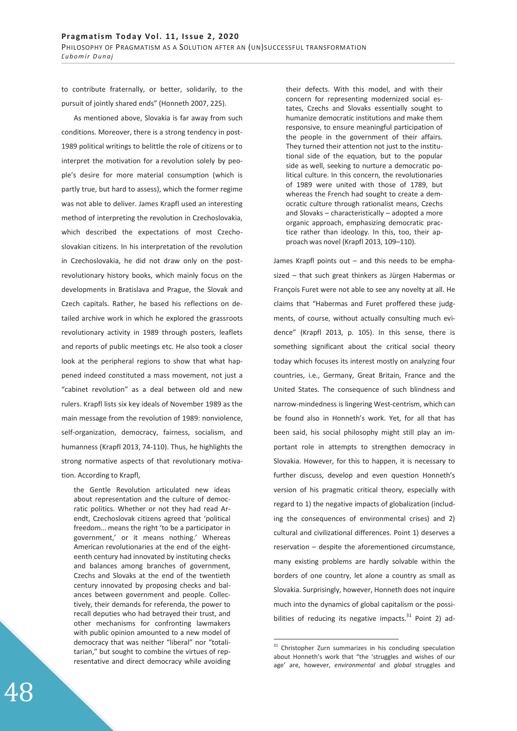to contribute fraternally, or better, solidarily, to the pursuit of jointly shared ends" (Honneth 2007, 225).

As mentioned above, Slovakia is far away from such conditions. Moreover, there is a strong tendency in post-1989 political writings to belittle the role of citizens or to interpret the motivation for a revolution solely by people's desire for more material consumption (which is partly true, but hard to assess), which the former regime was not able to deliver. James Krapfl used an interesting method of interpreting the revolution in Czechoslovakia, which described the expectations of most Czechoslovakian citizens. In his interpretation of the revolution in Czechoslovakia, he did not draw only on the post-revolutionary history books, which mainly focus on the developments in Bratislava and Prague, the Slovak and Czech capitals. Rather, he based his reflections on detailed archive work in which he explored the grassroots revolutionary activity in 1989 through posters, leaflets and reports of public meetings etc. He also took a closer look at the peripheral regions to show that what happened indeed constituted a mass movement, not just a "cabinet revolution" as a deal between old and new rulers. Krapfl lists six key ideals of November 1989 as the main message from the revolution of 1989: nonviolence, self-organization, democracy, fairness, socialism, and humanness (Krapfl 2013, 74-110). Thus, he highlights the strong normative aspects of that revolutionary motivation. According to Krapfl,

> the Gentle Revolution articulated new ideas about representation and the culture of democratic politics. Whether or not they had read Arendt, Czechoslovak citizens agreed that 'political freedom… means the right 'to be a participator in government,' or it means nothing.' Whereas American revolutionaries at the end of the eighteenth century had innovated by instituting checks and balances among branches of government, Czechs and Slovaks at the end of the twentieth century innovated by proposing checks and balances between government and people. Collectively, their demands for referenda, the power to recall deputies who had betrayed their trust, and other mechanisms for confronting lawmakers with public opinion amounted to a new model of democracy that was neither "liberal" nor "totalitarian," but sought to combine the virtues of representative and direct democracy while avoiding their defects. With this model, and with their concern for representing modernized social estates, Czechs and Slovaks essentially sought to humanize democratic institutions and make them responsive, to ensure meaningful participation of the people in the government of their affairs. They turned their attention not just to the institutional side of the equation, but to the popular side as well, seeking to nurture a democratic political culture. In this concern, the revolutionaries of 1989 were united with those of 1789, but whereas the French had sought to create a democratic culture through rationalist means, Czechs and Slovaks – characteristically – adopted a more organic approach, emphasizing democratic practice rather than ideology. In this, too, their approach was novel (Krapfl 2013, 109–110).

James Krapfl points out – and this needs to be emphasized – that such great thinkers as Jürgen Habermas or François Furet were not able to see any novelty at all. He claims that "Habermas and Furet proffered these judgments, of course, without actually consulting much evidence" (Krapfl 2013, p. 105). In this sense, there is something significant about the critical social theory today which focuses its interest mostly on analyzing four countries, i.e., Germany, Great Britain, France and the United States. The consequence of such blindness and narrow-mindedness is lingering West-centrism, which can be found also in Honneth's work. Yet, for all that has been said, his social philosophy might still play an important role in attempts to strengthen democracy in Slovakia. However, for this to happen, it is necessary to further discuss, develop and even question Honneth's version of his pragmatic critical theory, especially with regard to 1) the negative impacts of globalization (including the consequences of environmental crises) and 2) cultural and civilizational differences. Point 1) deserves a reservation – despite the aforementioned circumstance, many existing problems are hardly solvable within the borders of one country, let alone a country as small as Slovakia. Surprisingly, however, Honneth does not inquire much into the dynamics of global capitalism or the possibilities of reducing its negative impacts.[31] Point 2) ad-

[31] Christopher Zurn summarizes in his concluding speculation about Honneth's work that "the 'struggles and wishes of our age' are, however, *environmental* and *global* struggles and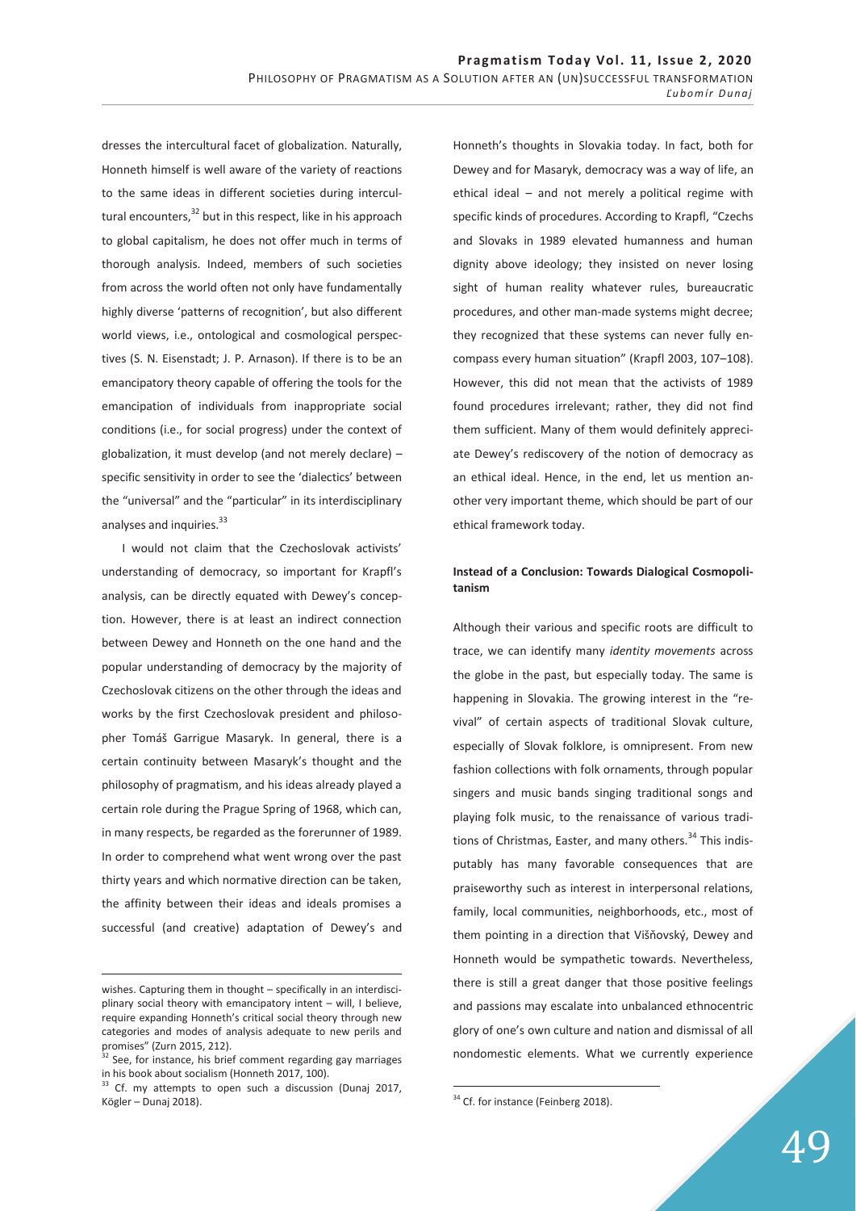dresses the intercultural facet of globalization. Naturally, Honneth himself is well aware of the variety of reactions to the same ideas in different societies during intercultural encounters,[32] but in this respect, like in his approach to global capitalism, he does not offer much in terms of thorough analysis. Indeed, members of such societies from across the world often not only have fundamentally highly diverse 'patterns of recognition', but also different world views, i.e., ontological and cosmological perspectives (S. N. Eisenstadt; J. P. Arnason). If there is to be an emancipatory theory capable of offering the tools for the emancipation of individuals from inappropriate social conditions (i.e., for social progress) under the context of globalization, it must develop (and not merely declare) – specific sensitivity in order to see the 'dialectics' between the "universal" and the "particular" in its interdisciplinary analyses and inquiries.[33]

I would not claim that the Czechoslovak activists' understanding of democracy, so important for Krapfl's analysis, can be directly equated with Dewey's conception. However, there is at least an indirect connection between Dewey and Honneth on the one hand and the popular understanding of democracy by the majority of Czechoslovak citizens on the other through the ideas and works by the first Czechoslovak president and philosopher Tomáš Garrigue Masaryk. In general, there is a certain continuity between Masaryk's thought and the philosophy of pragmatism, and his ideas already played a certain role during the Prague Spring of 1968, which can, in many respects, be regarded as the forerunner of 1989. In order to comprehend what went wrong over the past thirty years and which normative direction can be taken, the affinity between their ideas and ideals promises a successful (and creative) adaptation of Dewey's and Honneth's thoughts in Slovakia today. In fact, both for Dewey and for Masaryk, democracy was a way of life, an ethical ideal – and not merely a political regime with specific kinds of procedures. According to Krapfl, "Czechs and Slovaks in 1989 elevated humanness and human dignity above ideology; they insisted on never losing sight of human reality whatever rules, bureaucratic procedures, and other man-made systems might decree; they recognized that these systems can never fully encompass every human situation" (Krapfl 2003, 107–108). However, this did not mean that the activists of 1989 found procedures irrelevant; rather, they did not find them sufficient. Many of them would definitely appreciate Dewey's rediscovery of the notion of democracy as an ethical ideal. Hence, in the end, let us mention another very important theme, which should be part of our ethical framework today.

## Instead of a Conclusion: Towards Dialogical Cosmopolitanism

Although their various and specific roots are difficult to trace, we can identify many *identity movements* across the globe in the past, but especially today. The same is happening in Slovakia. The growing interest in the "revival" of certain aspects of traditional Slovak culture, especially of Slovak folklore, is omnipresent. From new fashion collections with folk ornaments, through popular singers and music bands singing traditional songs and playing folk music, to the renaissance of various traditions of Christmas, Easter, and many others.[34] This indisputably has many favorable consequences that are praiseworthy such as interest in interpersonal relations, family, local communities, neighborhoods, etc., most of them pointing in a direction that Višňovský, Dewey and Honneth would be sympathetic towards. Nevertheless, there is still a great danger that those positive feelings and passions may escalate into unbalanced ethnocentric glory of one's own culture and nation and dismissal of all nondomestic elements. What we currently experience

---

wishes. Capturing them in thought – specifically in an interdisciplinary social theory with emancipatory intent – will, I believe, require expanding Honneth's critical social theory through new categories and modes of analysis adequate to new perils and promises" (Zurn 2015, 212).

[32] See, for instance, his brief comment regarding gay marriages in his book about socialism (Honneth 2017, 100).

[33] Cf. my attempts to open such a discussion (Dunaj 2017, Kögler – Dunaj 2018).

[34] Cf. for instance (Feinberg 2018).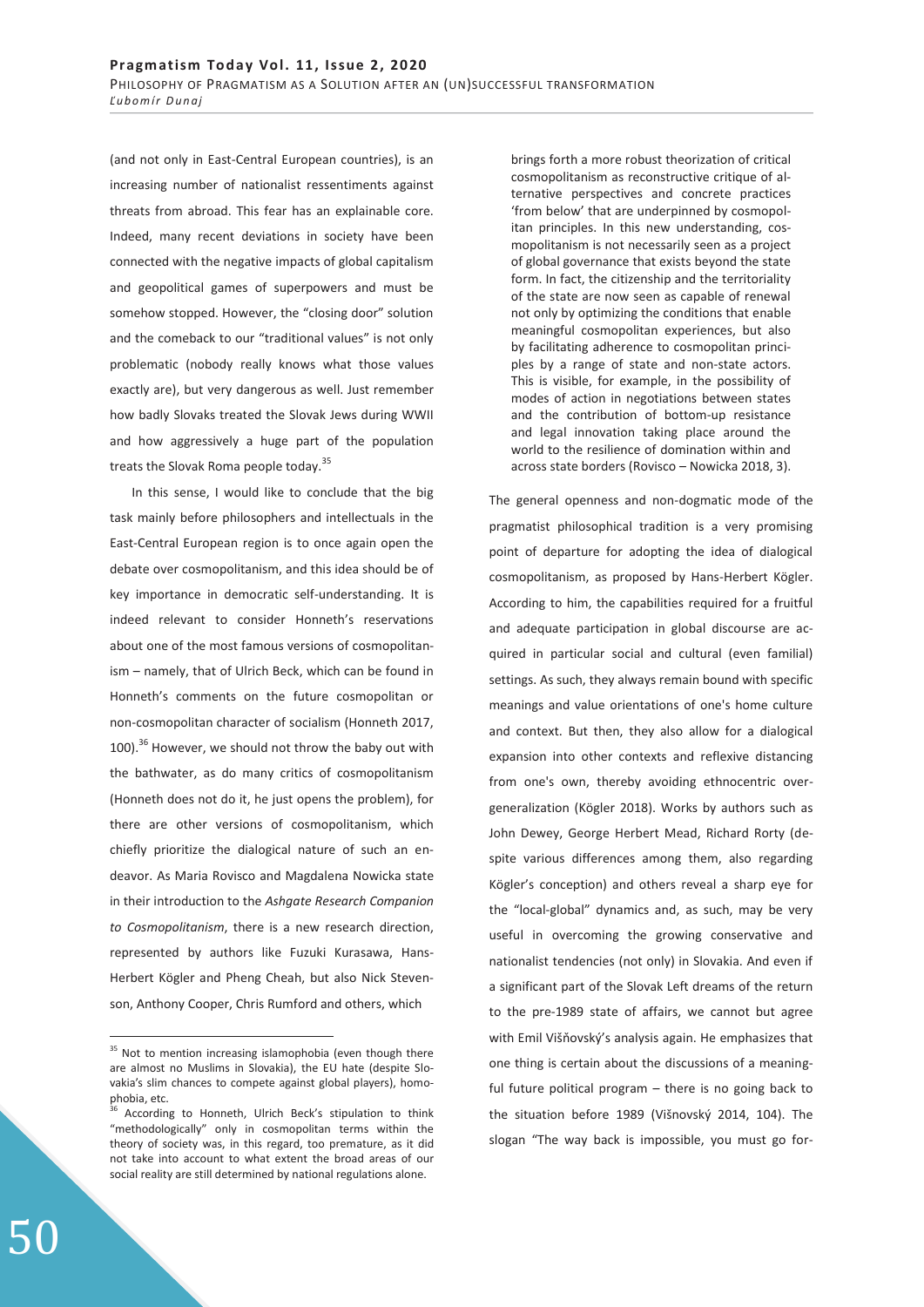(and not only in East-Central European countries), is an increasing number of nationalist ressentiments against threats from abroad. This fear has an explainable core. Indeed, many recent deviations in society have been connected with the negative impacts of global capitalism and geopolitical games of superpowers and must be somehow stopped. However, the "closing door" solution and the comeback to our "traditional values" is not only problematic (nobody really knows what those values exactly are), but very dangerous as well. Just remember how badly Slovaks treated the Slovak Jews during WWII and how aggressively a huge part of the population treats the Slovak Roma people today.[35]

In this sense, I would like to conclude that the big task mainly before philosophers and intellectuals in the East-Central European region is to once again open the debate over cosmopolitanism, and this idea should be of key importance in democratic self-understanding. It is indeed relevant to consider Honneth's reservations about one of the most famous versions of cosmopolitanism – namely, that of Ulrich Beck, which can be found in Honneth's comments on the future cosmopolitan or non-cosmopolitan character of socialism (Honneth 2017, 100).[36] However, we should not throw the baby out with the bathwater, as do many critics of cosmopolitanism (Honneth does not do it, he just opens the problem), for there are other versions of cosmopolitanism, which chiefly prioritize the dialogical nature of such an endeavor. As Maria Rovisco and Magdalena Nowicka state in their introduction to the *Ashgate Research Companion to Cosmopolitanism*, there is a new research direction, represented by authors like Fuzuki Kurasawa, Hans-Herbert Kögler and Pheng Cheah, but also Nick Stevenson, Anthony Cooper, Chris Rumford and others, which

> brings forth a more robust theorization of critical cosmopolitanism as reconstructive critique of alternative perspectives and concrete practices 'from below' that are underpinned by cosmopolitan principles. In this new understanding, cosmopolitanism is not necessarily seen as a project of global governance that exists beyond the state form. In fact, the citizenship and the territoriality of the state are now seen as capable of renewal not only by optimizing the conditions that enable meaningful cosmopolitan experiences, but also by facilitating adherence to cosmopolitan principles by a range of state and non-state actors. This is visible, for example, in the possibility of modes of action in negotiations between states and the contribution of bottom-up resistance and legal innovation taking place around the world to the resilience of domination within and across state borders (Rovisco – Nowicka 2018, 3).

The general openness and non-dogmatic mode of the pragmatist philosophical tradition is a very promising point of departure for adopting the idea of dialogical cosmopolitanism, as proposed by Hans-Herbert Kögler. According to him, the capabilities required for a fruitful and adequate participation in global discourse are acquired in particular social and cultural (even familial) settings. As such, they always remain bound with specific meanings and value orientations of one's home culture and context. But then, they also allow for a dialogical expansion into other contexts and reflexive distancing from one's own, thereby avoiding ethnocentric overgeneralization (Kögler 2018). Works by authors such as John Dewey, George Herbert Mead, Richard Rorty (despite various differences among them, also regarding Kögler's conception) and others reveal a sharp eye for the "local-global" dynamics and, as such, may be very useful in overcoming the growing conservative and nationalist tendencies (not only) in Slovakia. And even if a significant part of the Slovak Left dreams of the return to the pre-1989 state of affairs, we cannot but agree with Emil Višňovský's analysis again. He emphasizes that one thing is certain about the discussions of a meaningful future political program – there is no going back to the situation before 1989 (Višnovský 2014, 104). The slogan "The way back is impossible, you must go for-

---

[35] Not to mention increasing islamophobia (even though there are almost no Muslims in Slovakia), the EU hate (despite Slovakia's slim chances to compete against global players), homophobia, etc.

[36] According to Honneth, Ulrich Beck's stipulation to think "methodologically" only in cosmopolitan terms within the theory of society was, in this regard, too premature, as it did not take into account to what extent the broad areas of our social reality are still determined by national regulations alone.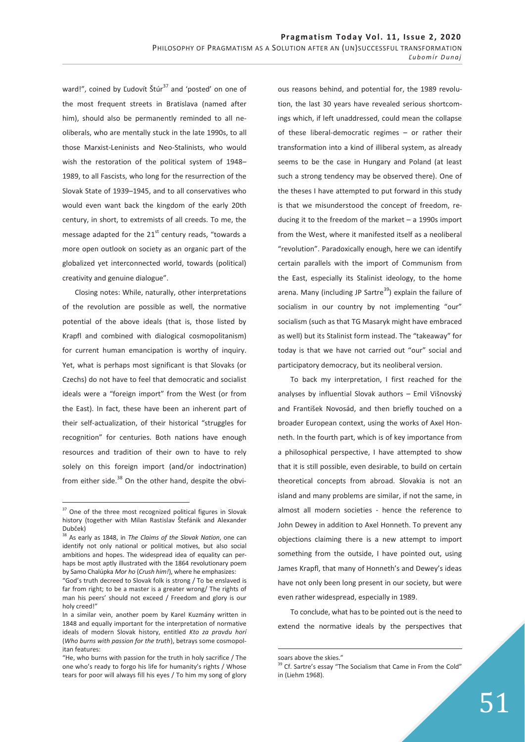ward!", coined by Ľudovít Štúr[37] and 'posted' on one of the most frequent streets in Bratislava (named after him), should also be permanently reminded to all neoliberals, who are mentally stuck in the late 1990s, to all those Marxist-Leninists and Neo-Stalinists, who would wish the restoration of the political system of 1948–1989, to all Fascists, who long for the resurrection of the Slovak State of 1939–1945, and to all conservatives who would even want back the kingdom of the early 20th century, in short, to extremists of all creeds. To me, the message adapted for the 21st century reads, "towards a more open outlook on society as an organic part of the globalized yet interconnected world, towards (political) creativity and genuine dialogue".

Closing notes: While, naturally, other interpretations of the revolution are possible as well, the normative potential of the above ideals (that is, those listed by Krapfl and combined with dialogical cosmopolitanism) for current human emancipation is worthy of inquiry. Yet, what is perhaps most significant is that Slovaks (or Czechs) do not have to feel that democratic and socialist ideals were a "foreign import" from the West (or from the East). In fact, these have been an inherent part of their self-actualization, of their historical "struggles for recognition" for centuries. Both nations have enough resources and tradition of their own to have to rely solely on this foreign import (and/or indoctrination) from either side.[38] On the other hand, despite the obvious reasons behind, and potential for, the 1989 revolution, the last 30 years have revealed serious shortcomings which, if left unaddressed, could mean the collapse of these liberal-democratic regimes – or rather their transformation into a kind of illiberal system, as already seems to be the case in Hungary and Poland (at least such a strong tendency may be observed there). One of the theses I have attempted to put forward in this study is that we misunderstood the concept of freedom, reducing it to the freedom of the market – a 1990s import from the West, where it manifested itself as a neoliberal "revolution". Paradoxically enough, here we can identify certain parallels with the import of Communism from the East, especially its Stalinist ideology, to the home arena. Many (including JP Sartre[39]) explain the failure of socialism in our country by not implementing "our" socialism (such as that TG Masaryk might have embraced as well) but its Stalinist form instead. The "takeaway" for today is that we have not carried out "our" social and participatory democracy, but its neoliberal version.

To back my interpretation, I first reached for the analyses by influential Slovak authors – Emil Višňovský and František Novosád, and then briefly touched on a broader European context, using the works of Axel Honneth. In the fourth part, which is of key importance from a philosophical perspective, I have attempted to show that it is still possible, even desirable, to build on certain theoretical concepts from abroad. Slovakia is not an island and many problems are similar, if not the same, in almost all modern societies - hence the reference to John Dewey in addition to Axel Honneth. To prevent any objections claiming there is a new attempt to import something from the outside, I have pointed out, using James Krapfl, that many of Honneth's and Dewey's ideas have not only been long present in our society, but were even rather widespread, especially in 1989.

To conclude, what has to be pointed out is the need to extend the normative ideals by the perspectives that

---

[37] One of the three most recognized political figures in Slovak history (together with Milan Rastislav Štefánik and Alexander Dubček)

[38] As early as 1848, in *The Claims of the Slovak Nation*, one can identify not only national or political motives, but also social ambitions and hopes. The widespread idea of equality can perhaps be most aptly illustrated with the 1864 revolutionary poem by Samo Chalúpka *Mor ho* (*Crush him!*), where he emphasizes:

"God's truth decreed to Slovak folk is strong / To be enslaved is far from right; to be a master is a greater wrong/ The rights of man his peers' should not exceed / Freedom and glory is our holy creed!"

In a similar vein, another poem by Karel Kuzmány written in 1848 and equally important for the interpretation of normative ideals of modern Slovak history, entitled *Kto za pravdu horí* (*Who burns with passion for the truth*), betrays some cosmopolitan features:

"He, who burns with passion for the truth in holy sacrifice / The one who's ready to forgo his life for humanity's rights / Whose tears for poor will always fill his eyes / To him my song of glory soars above the skies."

[39] Cf. Sartre's essay "The Socialism that Came in From the Cold" in (Liehm 1968).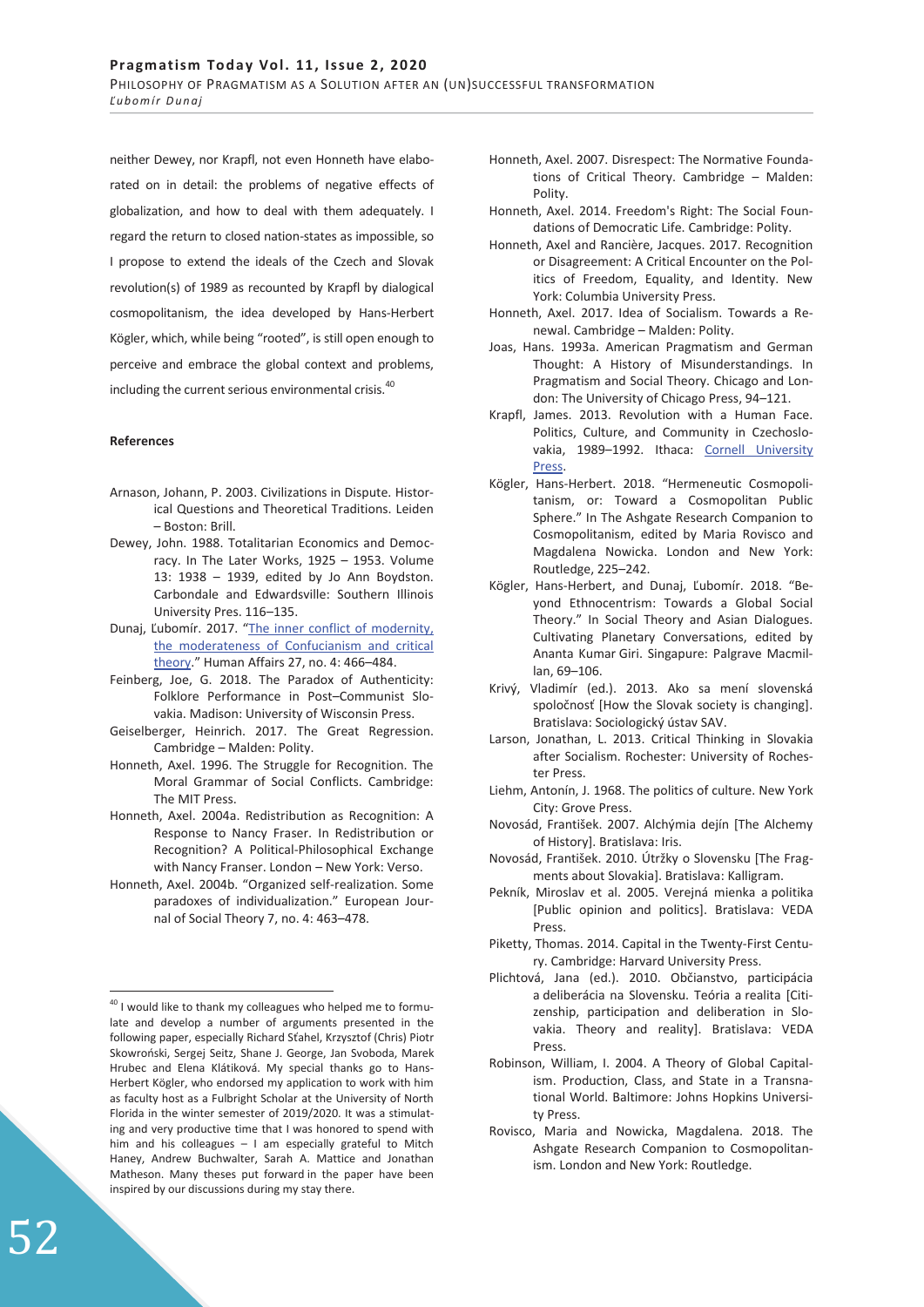neither Dewey, nor Krapfl, not even Honneth have elaborated on in detail: the problems of negative effects of globalization, and how to deal with them adequately. I regard the return to closed nation-states as impossible, so I propose to extend the ideals of the Czech and Slovak revolution(s) of 1989 as recounted by Krapfl by dialogical cosmopolitanism, the idea developed by Hans-Herbert Kögler, which, while being "rooted", is still open enough to perceive and embrace the global context and problems, including the current serious environmental crisis.[40]

**References**

Arnason, Johann, P. 2003. Civilizations in Dispute. Historical Questions and Theoretical Traditions. Leiden – Boston: Brill.

Dewey, John. 1988. Totalitarian Economics and Democracy. In The Later Works, 1925 – 1953. Volume 13: 1938 – 1939, edited by Jo Ann Boydston. Carbondale and Edwardsville: Southern Illinois University Pres. 116–135.

Dunaj, Ľubomír. 2017. "The inner conflict of modernity, the moderateness of Confucianism and critical theory." Human Affairs 27, no. 4: 466–484.

Feinberg, Joe, G. 2018. The Paradox of Authenticity: Folklore Performance in Post–Communist Slovakia. Madison: University of Wisconsin Press.

Geiselberger, Heinrich. 2017. The Great Regression. Cambridge – Malden: Polity.

Honneth, Axel. 1996. The Struggle for Recognition. The Moral Grammar of Social Conflicts. Cambridge: The MIT Press.

Honneth, Axel. 2004a. Redistribution as Recognition: A Response to Nancy Fraser. In Redistribution or Recognition? A Political-Philosophical Exchange with Nancy Franser. London – New York: Verso.

Honneth, Axel. 2004b. "Organized self-realization. Some paradoxes of individualization." European Journal of Social Theory 7, no. 4: 463–478.

Honneth, Axel. 2007. Disrespect: The Normative Foundations of Critical Theory. Cambridge – Malden: Polity.

Honneth, Axel. 2014. Freedom's Right: The Social Foundations of Democratic Life. Cambridge: Polity.

Honneth, Axel and Rancière, Jacques. 2017. Recognition or Disagreement: A Critical Encounter on the Politics of Freedom, Equality, and Identity. New York: Columbia University Press.

Honneth, Axel. 2017. Idea of Socialism. Towards a Renewal. Cambridge – Malden: Polity.

Joas, Hans. 1993a. American Pragmatism and German Thought: A History of Misunderstandings. In Pragmatism and Social Theory. Chicago and London: The University of Chicago Press, 94–121.

Krapfl, James. 2013. Revolution with a Human Face. Politics, Culture, and Community in Czechoslovakia, 1989–1992. Ithaca: Cornell University Press.

Kögler, Hans-Herbert. 2018. "Hermeneutic Cosmopolitanism, or: Toward a Cosmopolitan Public Sphere." In The Ashgate Research Companion to Cosmopolitanism, edited by Maria Rovisco and Magdalena Nowicka. London and New York: Routledge, 225–242.

Kögler, Hans-Herbert, and Dunaj, Ľubomír. 2018. "Beyond Ethnocentrism: Towards a Global Social Theory." In Social Theory and Asian Dialogues. Cultivating Planetary Conversations, edited by Ananta Kumar Giri. Singapure: Palgrave Macmillan, 69–106.

Krivý, Vladimír (ed.). 2013. Ako sa mení slovenská spoločnosť [How the Slovak society is changing]. Bratislava: Sociologický ústav SAV.

Larson, Jonathan, L. 2013. Critical Thinking in Slovakia after Socialism. Rochester: University of Rochester Press.

Liehm, Antonín, J. 1968. The politics of culture. New York City: Grove Press.

Novosád, František. 2007. Alchýmia dejín [The Alchemy of History]. Bratislava: Iris.

Novosád, František. 2010. Útržky o Slovensku [The Fragments about Slovakia]. Bratislava: Kalligram.

Pekník, Miroslav et al. 2005. Verejná mienka a politika [Public opinion and politics]. Bratislava: VEDA Press.

Piketty, Thomas. 2014. Capital in the Twenty-First Century. Cambridge: Harvard University Press.

Plichtová, Jana (ed.). 2010. Občianstvo, participácia a deliberácia na Slovensku. Teória a realita [Citizenship, participation and deliberation in Slovakia. Theory and reality]. Bratislava: VEDA Press.

Robinson, William, I. 2004. A Theory of Global Capitalism. Production, Class, and State in a Transnational World. Baltimore: Johns Hopkins University Press.

Rovisco, Maria and Nowicka, Magdalena. 2018. The Ashgate Research Companion to Cosmopolitanism. London and New York: Routledge.

---

[40] I would like to thank my colleagues who helped me to formulate and develop a number of arguments presented in the following paper, especially Richard Sťahel, Krzysztof (Chris) Piotr Skowroński, Sergej Seitz, Shane J. George, Jan Svoboda, Marek Hrubec and Elena Klátiková. My special thanks go to Hans-Herbert Kögler, who endorsed my application to work with him as faculty host as a Fulbright Scholar at the University of North Florida in the winter semester of 2019/2020. It was a stimulating and very productive time that I was honored to spend with him and his colleagues – I am especially grateful to Mitch Haney, Andrew Buchwalter, Sarah A. Mattice and Jonathan Matheson. Many theses put forward in the paper have been inspired by our discussions during my stay there.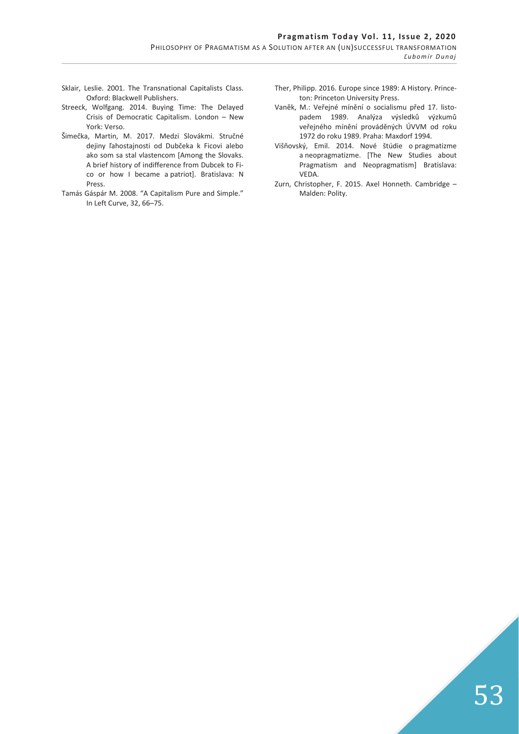Sklair, Leslie. 2001. The Transnational Capitalists Class. Oxford: Blackwell Publishers.

Streeck, Wolfgang. 2014. Buying Time: The Delayed Crisis of Democratic Capitalism. London – New York: Verso.

Šimečka, Martin, M. 2017. Medzi Slovákmi. Stručné dejiny ľahostajnosti od Dubčeka k Ficovi alebo ako som sa stal vlastencom [Among the Slovaks. A brief history of indifference from Dubcek to Fico or how I became a patriot]. Bratislava: N Press.

Tamás Gáspár M. 2008. "A Capitalism Pure and Simple." In Left Curve, 32, 66–75.

Ther, Philipp. 2016. Europe since 1989: A History. Princeton: Princeton University Press.

Vaněk, M.: Veřejné mínění o socialismu před 17. listopadem 1989. Analýza výsledků výzkumů veřejného mínění prováděných ÚVVM od roku 1972 do roku 1989. Praha: Maxdorf 1994.

Višňovský, Emil. 2014. Nové štúdie o pragmatizme a neopragmatizme. [The New Studies about Pragmatism and Neopragmatism] Bratislava: VEDA.

Zurn, Christopher, F. 2015. Axel Honneth. Cambridge – Malden: Polity.